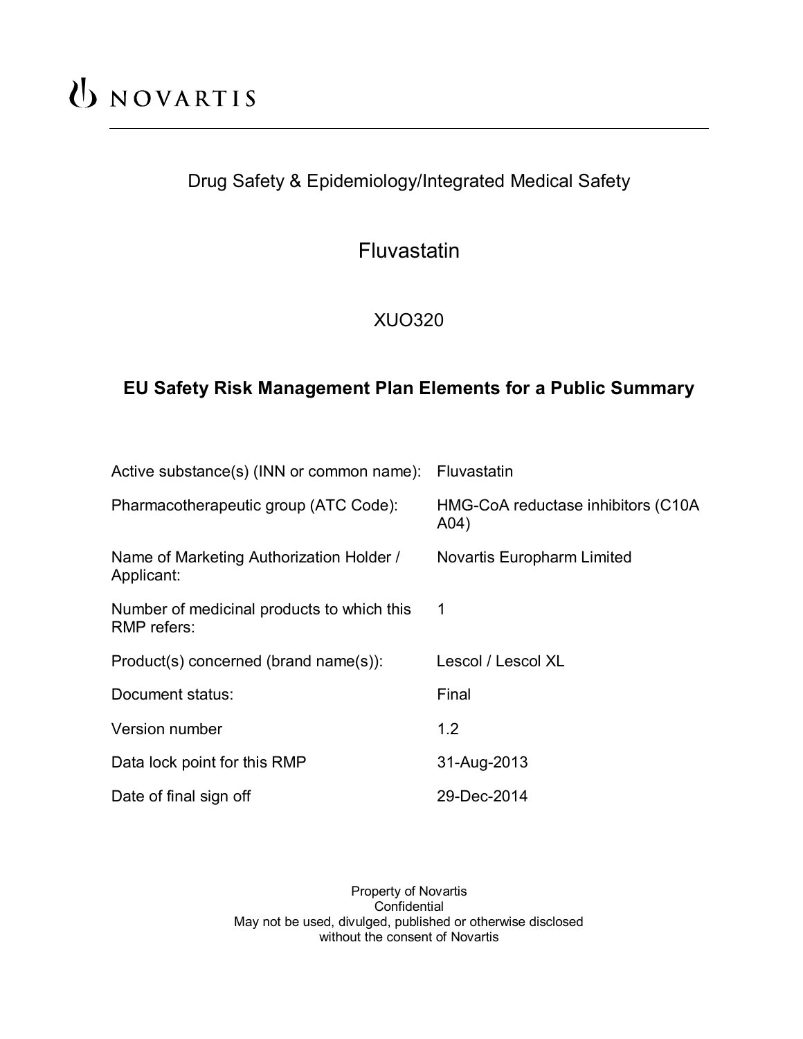NOVARTIS

Drug Safety & Epidemiology/Integrated Medical Safety

# Fluvastatin

XUO320

## EU Safety Risk Management Plan Elements for a Public Summary

| | |
|---|---|
| Active substance(s) (INN or common name): | Fluvastatin |
| Pharmacotherapeutic group (ATC Code): | HMG-CoA reductase inhibitors (C10A A04) |
| Name of Marketing Authorization Holder / Applicant: | Novartis Europharm Limited |
| Number of medicinal products to which this RMP refers: | 1 |
| Product(s) concerned (brand name(s)): | Lescol / Lescol XL |
| Document status: | Final |
| Version number | 1.2 |
| Data lock point for this RMP | 31-Aug-2013 |
| Date of final sign off | 29-Dec-2014 |

Property of Novartis
Confidential
May not be used, divulged, published or otherwise disclosed
without the consent of Novartis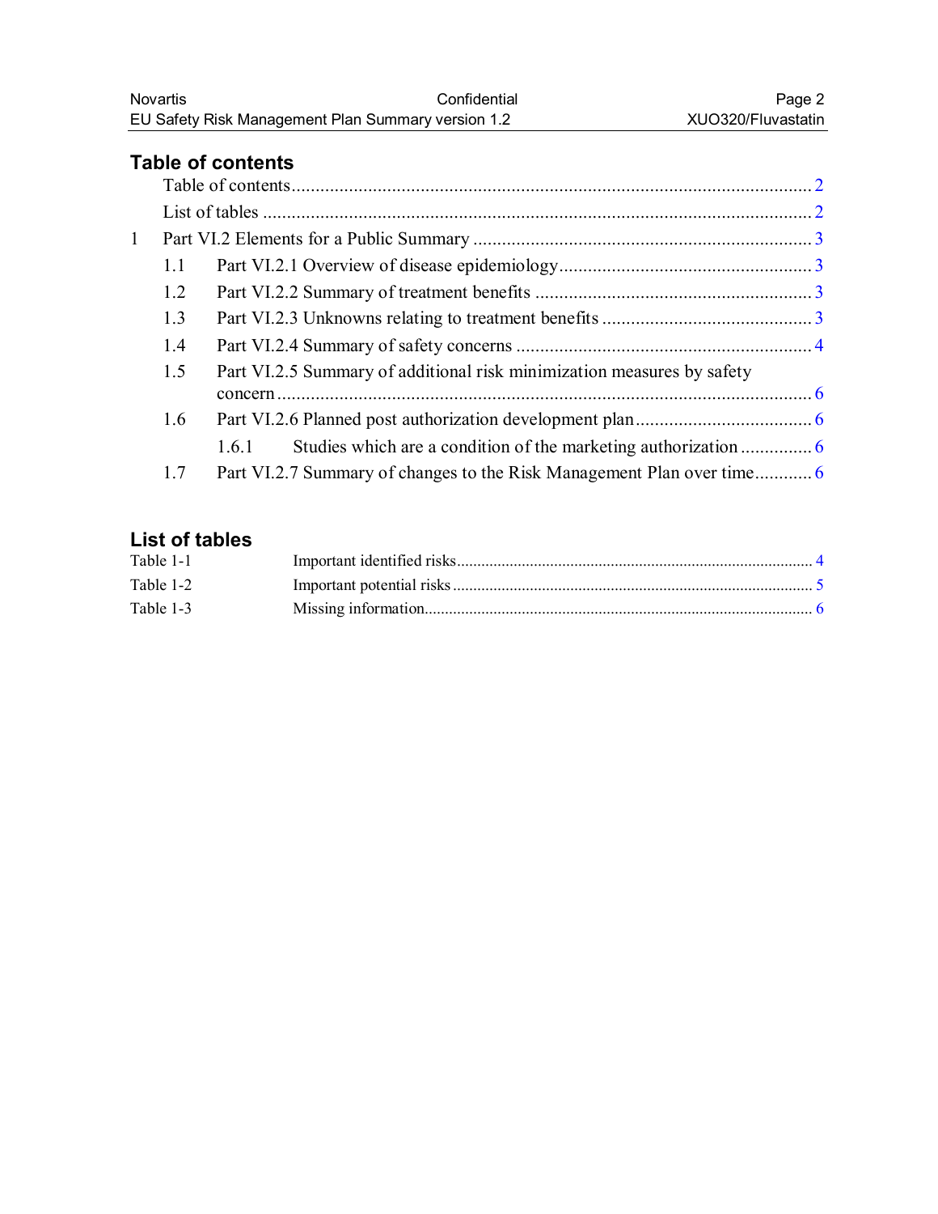## Table of contents

- Table of contents ..... 2
- List of tables ..... 2
- 1 Part VI.2 Elements for a Public Summary ..... 3
  - 1.1 Part VI.2.1 Overview of disease epidemiology ..... 3
  - 1.2 Part VI.2.2 Summary of treatment benefits ..... 3
  - 1.3 Part VI.2.3 Unknowns relating to treatment benefits ..... 3
  - 1.4 Part VI.2.4 Summary of safety concerns ..... 4
  - 1.5 Part VI.2.5 Summary of additional risk minimization measures by safety concern ..... 6
  - 1.6 Part VI.2.6 Planned post authorization development plan ..... 6
    - 1.6.1 Studies which are a condition of the marketing authorization ..... 6
  - 1.7 Part VI.2.7 Summary of changes to the Risk Management Plan over time ..... 6

## List of tables

- Table 1-1 Important identified risks ..... 4
- Table 1-2 Important potential risks ..... 5
- Table 1-3 Missing information ..... 6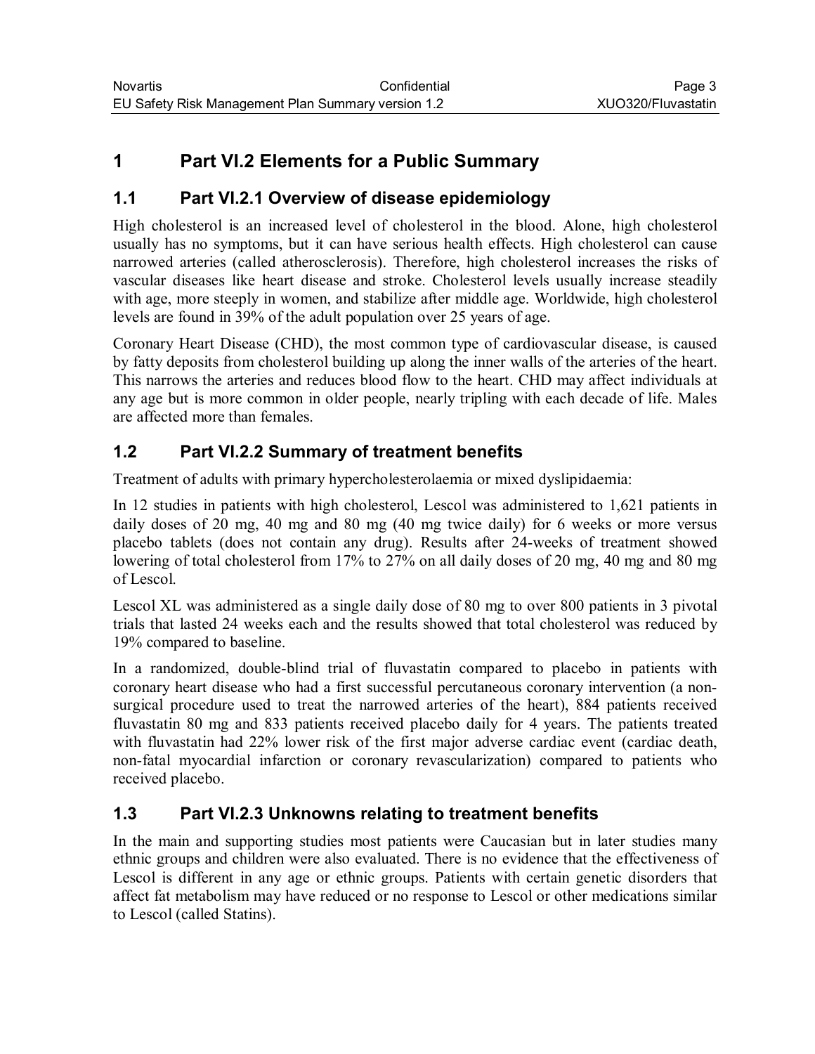# 1 Part VI.2 Elements for a Public Summary

## 1.1 Part VI.2.1 Overview of disease epidemiology

High cholesterol is an increased level of cholesterol in the blood. Alone, high cholesterol usually has no symptoms, but it can have serious health effects. High cholesterol can cause narrowed arteries (called atherosclerosis). Therefore, high cholesterol increases the risks of vascular diseases like heart disease and stroke. Cholesterol levels usually increase steadily with age, more steeply in women, and stabilize after middle age. Worldwide, high cholesterol levels are found in 39% of the adult population over 25 years of age.

Coronary Heart Disease (CHD), the most common type of cardiovascular disease, is caused by fatty deposits from cholesterol building up along the inner walls of the arteries of the heart. This narrows the arteries and reduces blood flow to the heart. CHD may affect individuals at any age but is more common in older people, nearly tripling with each decade of life. Males are affected more than females.

## 1.2 Part VI.2.2 Summary of treatment benefits

Treatment of adults with primary hypercholesterolaemia or mixed dyslipidaemia:

In 12 studies in patients with high cholesterol, Lescol was administered to 1,621 patients in daily doses of 20 mg, 40 mg and 80 mg (40 mg twice daily) for 6 weeks or more versus placebo tablets (does not contain any drug). Results after 24-weeks of treatment showed lowering of total cholesterol from 17% to 27% on all daily doses of 20 mg, 40 mg and 80 mg of Lescol.

Lescol XL was administered as a single daily dose of 80 mg to over 800 patients in 3 pivotal trials that lasted 24 weeks each and the results showed that total cholesterol was reduced by 19% compared to baseline.

In a randomized, double-blind trial of fluvastatin compared to placebo in patients with coronary heart disease who had a first successful percutaneous coronary intervention (a non-surgical procedure used to treat the narrowed arteries of the heart), 884 patients received fluvastatin 80 mg and 833 patients received placebo daily for 4 years. The patients treated with fluvastatin had 22% lower risk of the first major adverse cardiac event (cardiac death, non-fatal myocardial infarction or coronary revascularization) compared to patients who received placebo.

## 1.3 Part VI.2.3 Unknowns relating to treatment benefits

In the main and supporting studies most patients were Caucasian but in later studies many ethnic groups and children were also evaluated. There is no evidence that the effectiveness of Lescol is different in any age or ethnic groups. Patients with certain genetic disorders that affect fat metabolism may have reduced or no response to Lescol or other medications similar to Lescol (called Statins).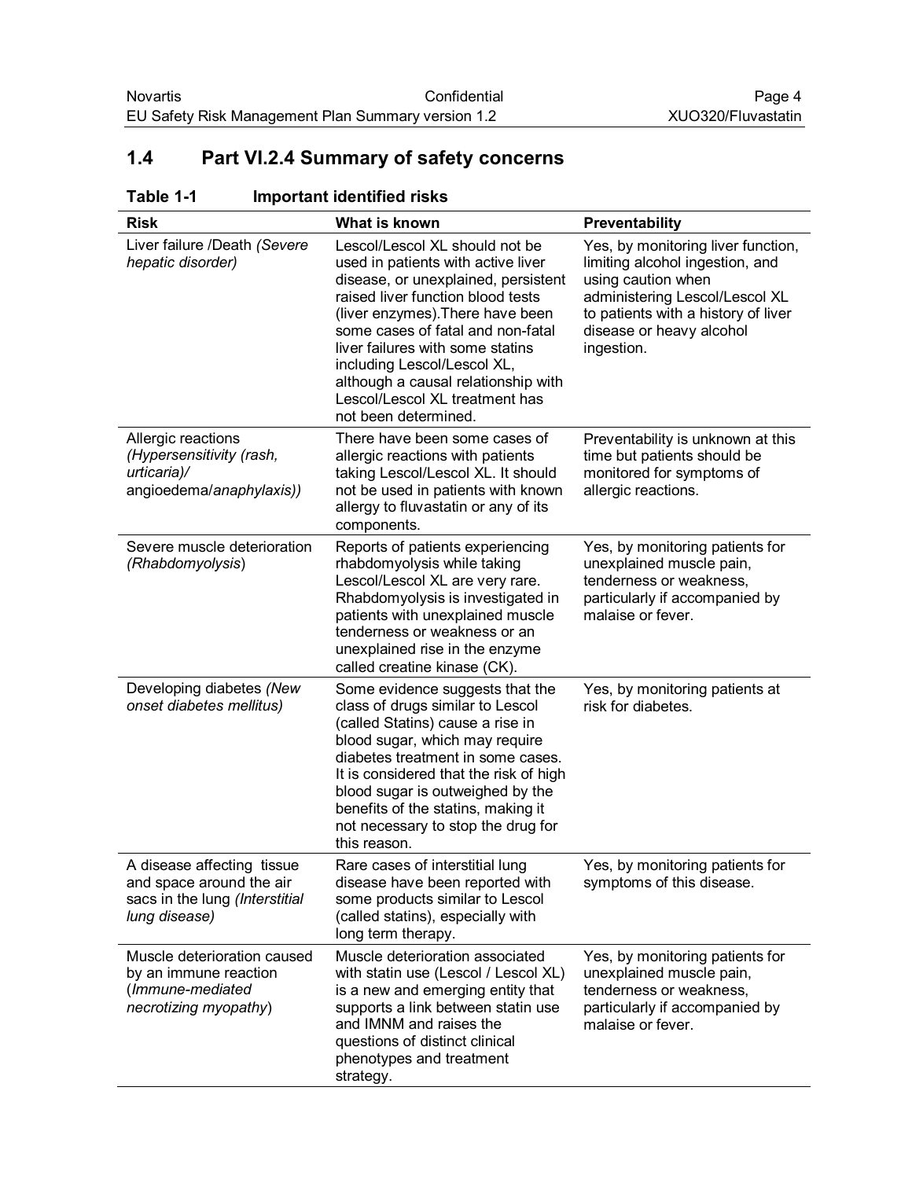## 1.4 Part VI.2.4 Summary of safety concerns

**Table 1-1 Important identified risks**

| Risk | What is known | Preventability |
|---|---|---|
| Liver failure /Death *(Severe hepatic disorder)* | Lescol/Lescol XL should not be used in patients with active liver disease, or unexplained, persistent raised liver function blood tests (liver enzymes).There have been some cases of fatal and non-fatal liver failures with some statins including Lescol/Lescol XL, although a causal relationship with Lescol/Lescol XL treatment has not been determined. | Yes, by monitoring liver function, limiting alcohol ingestion, and using caution when administering Lescol/Lescol XL to patients with a history of liver disease or heavy alcohol ingestion. |
| Allergic reactions *(Hypersensitivity (rash, urticaria)/* angioedema/*anaphylaxis))* | There have been some cases of allergic reactions with patients taking Lescol/Lescol XL. It should not be used in patients with known allergy to fluvastatin or any of its components. | Preventability is unknown at this time but patients should be monitored for symptoms of allergic reactions. |
| Severe muscle deterioration *(Rhabdomyolysis)* | Reports of patients experiencing rhabdomyolysis while taking Lescol/Lescol XL are very rare. Rhabdomyolysis is investigated in patients with unexplained muscle tenderness or weakness or an unexplained rise in the enzyme called creatine kinase (CK). | Yes, by monitoring patients for unexplained muscle pain, tenderness or weakness, particularly if accompanied by malaise or fever. |
| Developing diabetes *(New onset diabetes mellitus)* | Some evidence suggests that the class of drugs similar to Lescol (called Statins) cause a rise in blood sugar, which may require diabetes treatment in some cases. It is considered that the risk of high blood sugar is outweighed by the benefits of the statins, making it not necessary to stop the drug for this reason. | Yes, by monitoring patients at risk for diabetes. |
| A disease affecting tissue and space around the air sacs in the lung *(Interstitial lung disease)* | Rare cases of interstitial lung disease have been reported with some products similar to Lescol (called statins), especially with long term therapy. | Yes, by monitoring patients for symptoms of this disease. |
| Muscle deterioration caused by an immune reaction (*Immune-mediated necrotizing myopathy*) | Muscle deterioration associated with statin use (Lescol / Lescol XL) is a new and emerging entity that supports a link between statin use and IMNM and raises the questions of distinct clinical phenotypes and treatment strategy. | Yes, by monitoring patients for unexplained muscle pain, tenderness or weakness, particularly if accompanied by malaise or fever. |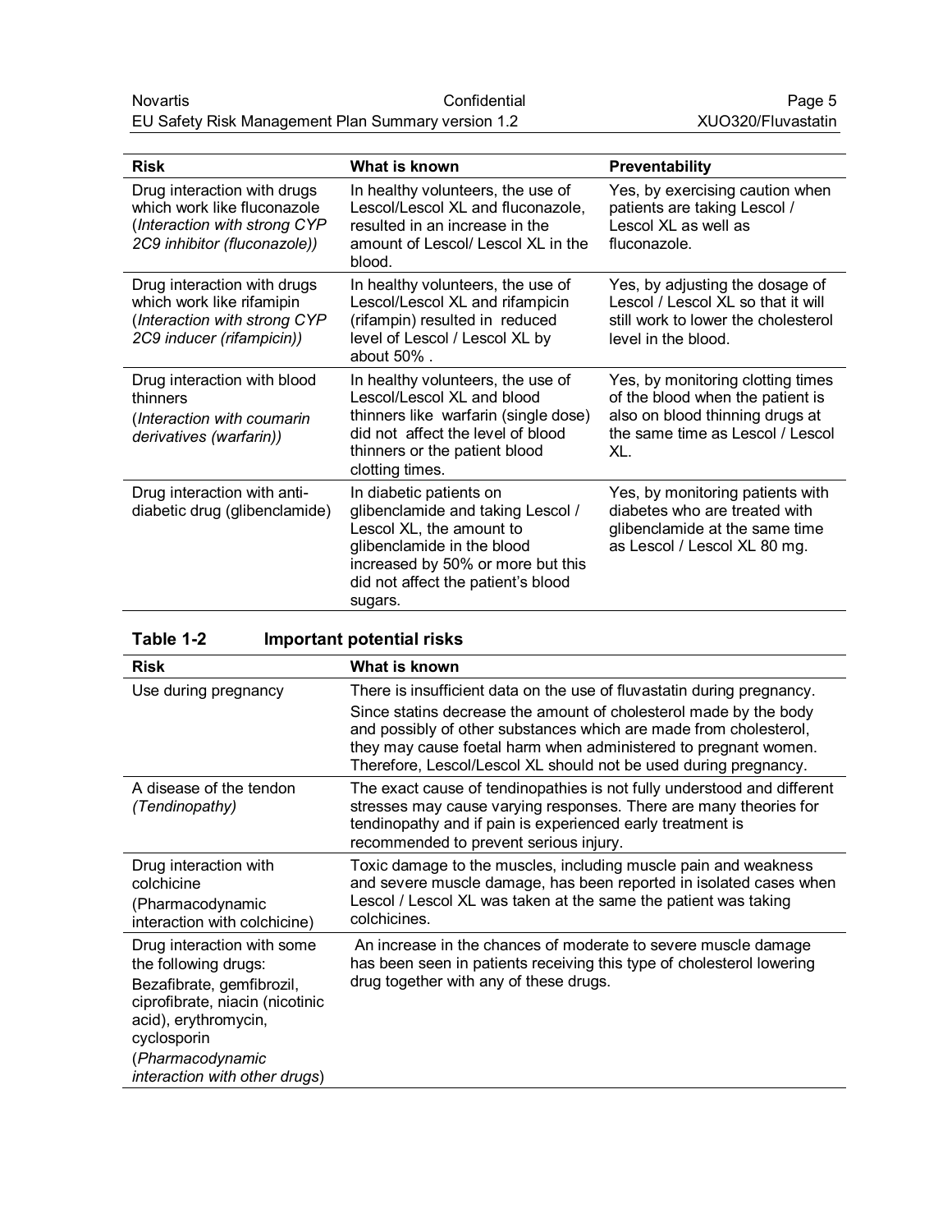| Risk | What is known | Preventability |
|---|---|---|
| Drug interaction with drugs which work like fluconazole (*Interaction with strong CYP 2C9 inhibitor (fluconazole)*) | In healthy volunteers, the use of Lescol/Lescol XL and fluconazole, resulted in an increase in the amount of Lescol/ Lescol XL in the blood. | Yes, by exercising caution when patients are taking Lescol / Lescol XL as well as fluconazole. |
| Drug interaction with drugs which work like rifamipin (*Interaction with strong CYP 2C9 inducer (rifampicin)*) | In healthy volunteers, the use of Lescol/Lescol XL and rifampicin (rifampin) resulted in reduced level of Lescol / Lescol XL by about 50% . | Yes, by adjusting the dosage of Lescol / Lescol XL so that it will still work to lower the cholesterol level in the blood. |
| Drug interaction with blood thinners (*Interaction with coumarin derivatives (warfarin)*) | In healthy volunteers, the use of Lescol/Lescol XL and blood thinners like warfarin (single dose) did not affect the level of blood thinners or the patient blood clotting times. | Yes, by monitoring clotting times of the blood when the patient is also on blood thinning drugs at the same time as Lescol / Lescol XL. |
| Drug interaction with anti-diabetic drug (glibenclamide) | In diabetic patients on glibenclamide and taking Lescol / Lescol XL, the amount to glibenclamide in the blood increased by 50% or more but this did not affect the patient's blood sugars. | Yes, by monitoring patients with diabetes who are treated with glibenclamide at the same time as Lescol / Lescol XL 80 mg. |

**Table 1-2 Important potential risks**

| Risk | What is known |
|---|---|
| Use during pregnancy | There is insufficient data on the use of fluvastatin during pregnancy. Since statins decrease the amount of cholesterol made by the body and possibly of other substances which are made from cholesterol, they may cause foetal harm when administered to pregnant women. Therefore, Lescol/Lescol XL should not be used during pregnancy. |
| A disease of the tendon *(Tendinopathy)* | The exact cause of tendinopathies is not fully understood and different stresses may cause varying responses. There are many theories for tendinopathy and if pain is experienced early treatment is recommended to prevent serious injury. |
| Drug interaction with colchicine (Pharmacodynamic interaction with colchicine) | Toxic damage to the muscles, including muscle pain and weakness and severe muscle damage, has been reported in isolated cases when Lescol / Lescol XL was taken at the same the patient was taking colchicines. |
| Drug interaction with some the following drugs: Bezafibrate, gemfibrozil, ciprofibrate, niacin (nicotinic acid), erythromycin, cyclosporin (*Pharmacodynamic interaction with other drugs*) | An increase in the chances of moderate to severe muscle damage has been seen in patients receiving this type of cholesterol lowering drug together with any of these drugs. |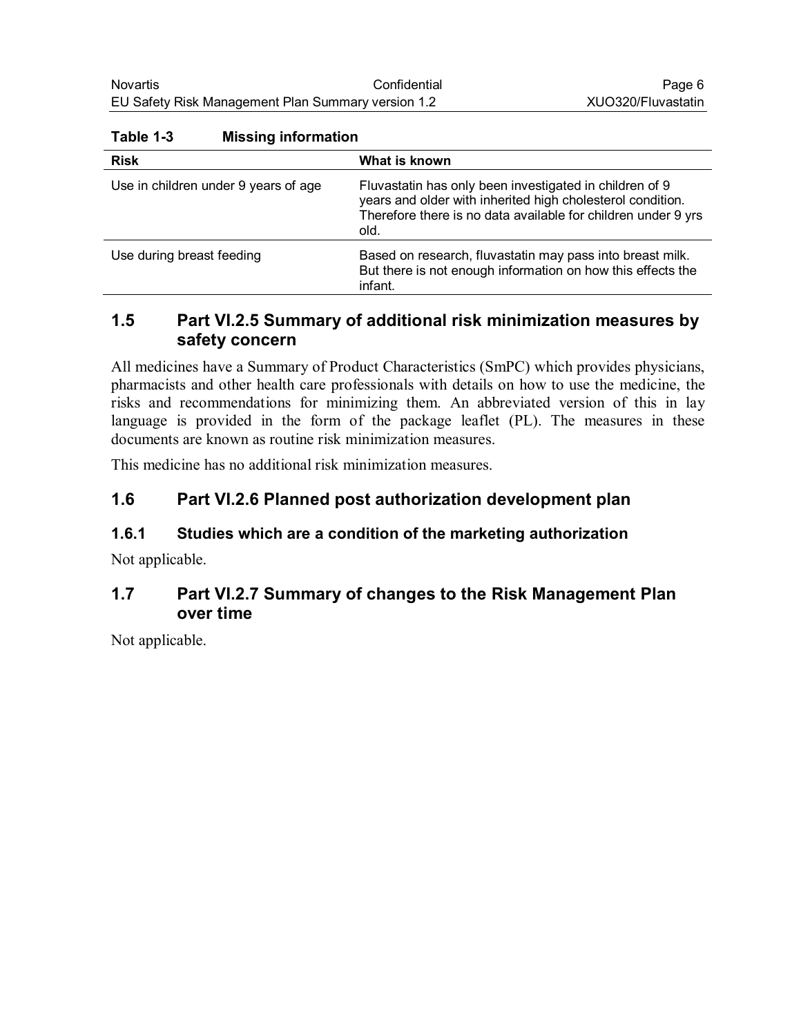**Table 1-3 Missing information**

| Risk | What is known |
| --- | --- |
| Use in children under 9 years of age | Fluvastatin has only been investigated in children of 9 years and older with inherited high cholesterol condition. Therefore there is no data available for children under 9 yrs old. |
| Use during breast feeding | Based on research, fluvastatin may pass into breast milk. But there is not enough information on how this effects the infant. |

## 1.5 Part VI.2.5 Summary of additional risk minimization measures by safety concern

All medicines have a Summary of Product Characteristics (SmPC) which provides physicians, pharmacists and other health care professionals with details on how to use the medicine, the risks and recommendations for minimizing them. An abbreviated version of this in lay language is provided in the form of the package leaflet (PL). The measures in these documents are known as routine risk minimization measures.

This medicine has no additional risk minimization measures.

## 1.6 Part VI.2.6 Planned post authorization development plan

### 1.6.1 Studies which are a condition of the marketing authorization

Not applicable.

## 1.7 Part VI.2.7 Summary of changes to the Risk Management Plan over time

Not applicable.